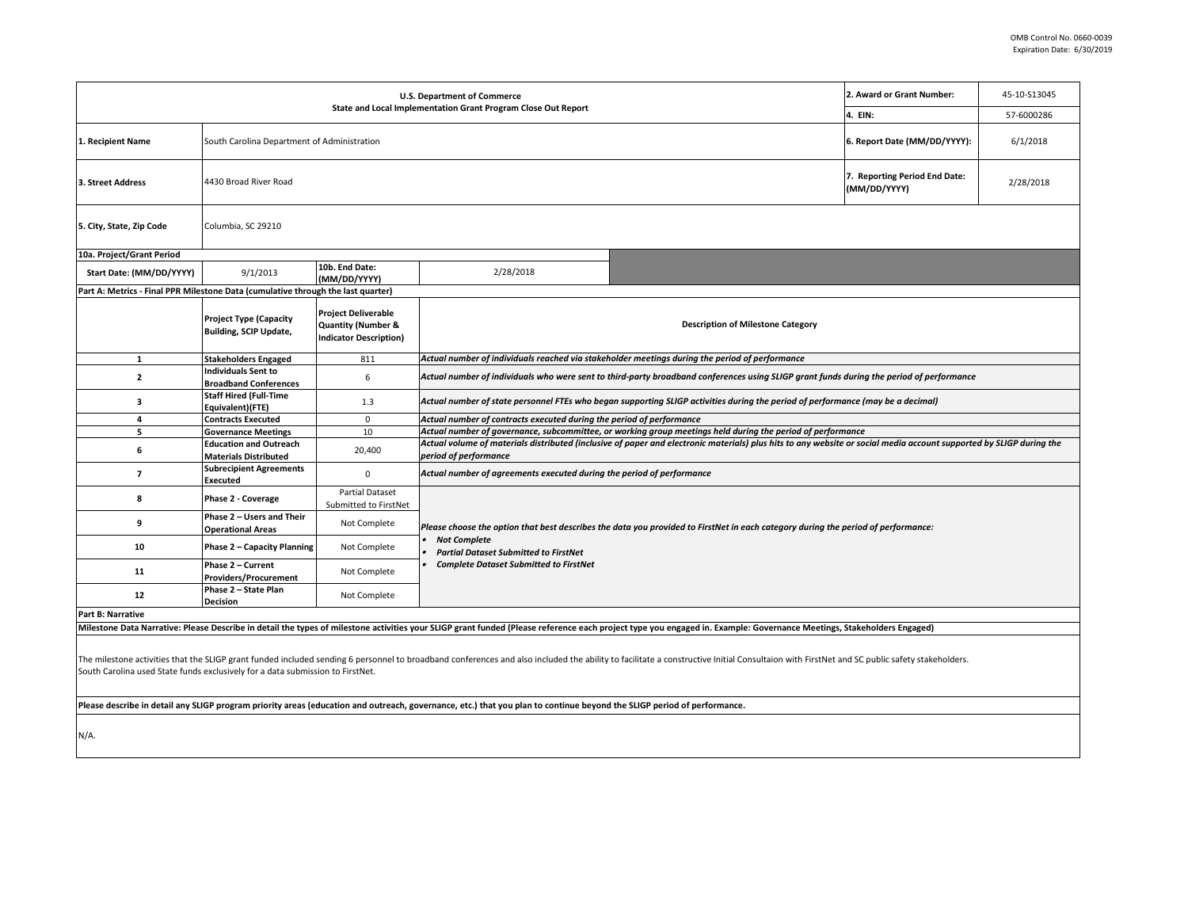OMB Control No. 0660-0039
Expiration Date: 6/30/2019

| U.S. Department of Commerce<br>State and Local Implementation Grant Program Close Out Report | | 2. Award or Grant Number: | 45-10-S13045 |
|---|---|---|---|
| | | 4. EIN: | 57-6000286 |
| 1. Recipient Name | South Carolina Department of Administration | 6. Report Date (MM/DD/YYYY): | 6/1/2018 |
| 3. Street Address | 4430 Broad River Road | 7. Reporting Period End Date: (MM/DD/YYYY) | 2/28/2018 |
| 5. City, State, Zip Code | Columbia, SC 29210 | | |

**10a. Project/Grant Period**

| Start Date: (MM/DD/YYYY) | 9/1/2013 | 10b. End Date: (MM/DD/YYYY) | 2/28/2018 |
|---|---|---|---|

**Part A: Metrics - Final PPR Milestone Data (cumulative through the last quarter)**

| | Project Type (Capacity Building, SCIP Update, | Project Deliverable Quantity (Number & Indicator Description) | Description of Milestone Category |
|---|---|---|---|
| 1 | Stakeholders Engaged | 811 | *Actual number of individuals reached via stakeholder meetings during the period of performance* |
| 2 | Individuals Sent to Broadband Conferences | 6 | *Actual number of individuals who were sent to third-party broadband conferences using SLIGP grant funds during the period of performance* |
| 3 | Staff Hired (Full-Time Equivalent)(FTE) | 1.3 | *Actual number of state personnel FTEs who began supporting SLIGP activities during the period of performance (may be a decimal)* |
| 4 | Contracts Executed | 0 | *Actual number of contracts executed during the period of performance* |
| 5 | Governance Meetings | 10 | *Actual number of governance, subcommittee, or working group meetings held during the period of performance* |
| 6 | Education and Outreach Materials Distributed | 20,400 | *Actual volume of materials distributed (inclusive of paper and electronic materials) plus hits to any website or social media account supported by SLIGP during the period of performance* |
| 7 | Subrecipient Agreements Executed | 0 | *Actual number of agreements executed during the period of performance* |
| 8 | Phase 2 - Coverage | Partial Dataset Submitted to FirstNet | *Please choose the option that best describes the data you provided to FirstNet in each category during the period of performance:*<br>• *Not Complete*<br>• *Partial Dataset Submitted to FirstNet*<br>• *Complete Dataset Submitted to FirstNet* |
| 9 | Phase 2 – Users and Their Operational Areas | Not Complete | |
| 10 | Phase 2 – Capacity Planning | Not Complete | |
| 11 | Phase 2 – Current Providers/Procurement | Not Complete | |
| 12 | Phase 2 – State Plan Decision | Not Complete | |

**Part B: Narrative**

**Milestone Data Narrative: Please Describe in detail the types of milestone activities your SLIGP grant funded (Please reference each project type you engaged in. Example: Governance Meetings, Stakeholders Engaged)**

The milestone activities that the SLIGP grant funded included sending 6 personnel to broadband conferences and also included the ability to facilitate a constructive Initial Consultaion with FirstNet and SC public safety stakeholders.
South Carolina used State funds exclusively for a data submission to FirstNet.

**Please describe in detail any SLIGP program priority areas (education and outreach, governance, etc.) that you plan to continue beyond the SLIGP period of performance.**

N/A.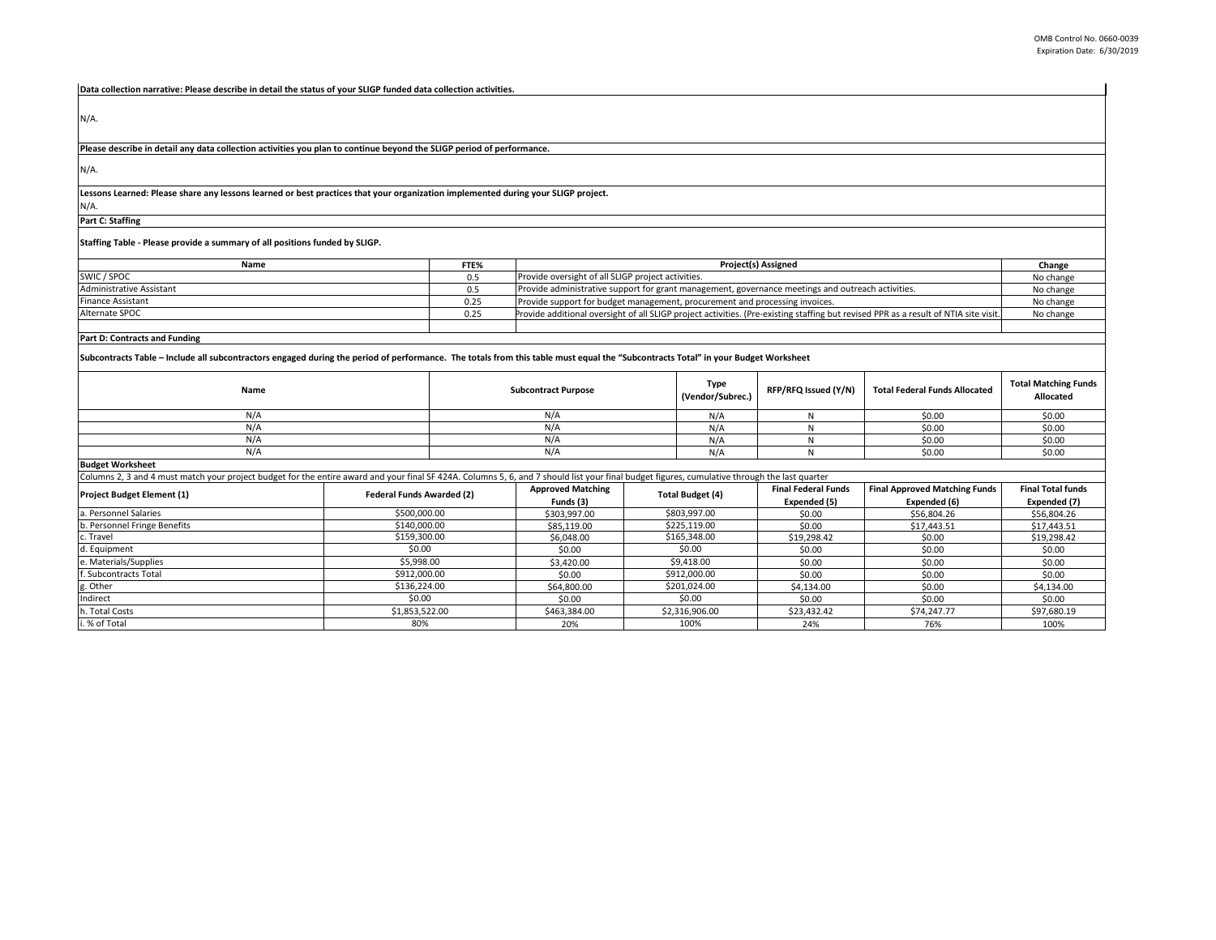**Data collection narrative: Please describe in detail the status of your SLIGP funded data collection activities.**

N/A.

**Please describe in detail any data collection activities you plan to continue beyond the SLIGP period of performance.**

N/A.

**Lessons Learned: Please share any lessons learned or best practices that your organization implemented during your SLIGP project.**

N/A.

**Part C: Staffing**

**Staffing Table - Please provide a summary of all positions funded by SLIGP.**

| Name | FTE% | Project(s) Assigned | Change |
|---|---|---|---|
| SWIC / SPOC | 0.5 | Provide oversight of all SLIGP project activities. | No change |
| Administrative Assistant | 0.5 | Provide administrative support for grant management, governance meetings and outreach activities. | No change |
| Finance Assistant | 0.25 | Provide support for budget management, procurement and processing invoices. | No change |
| Alternate SPOC | 0.25 | Provide additional oversight of all SLIGP project activities. (Pre-existing staffing but revised PPR as a result of NTIA site visit. | No change |
| | | | |

**Part D: Contracts and Funding**

**Subcontracts Table – Include all subcontractors engaged during the period of performance. The totals from this table must equal the "Subcontracts Total" in your Budget Worksheet**

| Name | Subcontract Purpose | Type (Vendor/Subrec.) | RFP/RFQ Issued (Y/N) | Total Federal Funds Allocated | Total Matching Funds Allocated |
|---|---|---|---|---|---|
| N/A | N/A | N/A | N | $0.00 | $0.00 |
| N/A | N/A | N/A | N | $0.00 | $0.00 |
| N/A | N/A | N/A | N | $0.00 | $0.00 |
| N/A | N/A | N/A | N | $0.00 | $0.00 |

**Budget Worksheet**

Columns 2, 3 and 4 must match your project budget for the entire award and your final SF 424A. Columns 5, 6, and 7 should list your final budget figures, cumulative through the last quarter

| Project Budget Element (1) | Federal Funds Awarded (2) | Approved Matching Funds (3) | Total Budget (4) | Final Federal Funds Expended (5) | Final Approved Matching Funds Expended (6) | Final Total funds Expended (7) |
|---|---|---|---|---|---|---|
| a. Personnel Salaries | $500,000.00 | $303,997.00 | $803,997.00 | $0.00 | $56,804.26 | $56,804.26 |
| b. Personnel Fringe Benefits | $140,000.00 | $85,119.00 | $225,119.00 | $0.00 | $17,443.51 | $17,443.51 |
| c. Travel | $159,300.00 | $6,048.00 | $165,348.00 | $19,298.42 | $0.00 | $19,298.42 |
| d. Equipment | $0.00 | $0.00 | $0.00 | $0.00 | $0.00 | $0.00 |
| e. Materials/Supplies | $5,998.00 | $3,420.00 | $9,418.00 | $0.00 | $0.00 | $0.00 |
| f. Subcontracts Total | $912,000.00 | $0.00 | $912,000.00 | $0.00 | $0.00 | $0.00 |
| g. Other | $136,224.00 | $64,800.00 | $201,024.00 | $4,134.00 | $0.00 | $4,134.00 |
| Indirect | $0.00 | $0.00 | $0.00 | $0.00 | $0.00 | $0.00 |
| h. Total Costs | $1,853,522.00 | $463,384.00 | $2,316,906.00 | $23,432.42 | $74,247.77 | $97,680.19 |
| i. % of Total | 80% | 20% | 100% | 24% | 76% | 100% |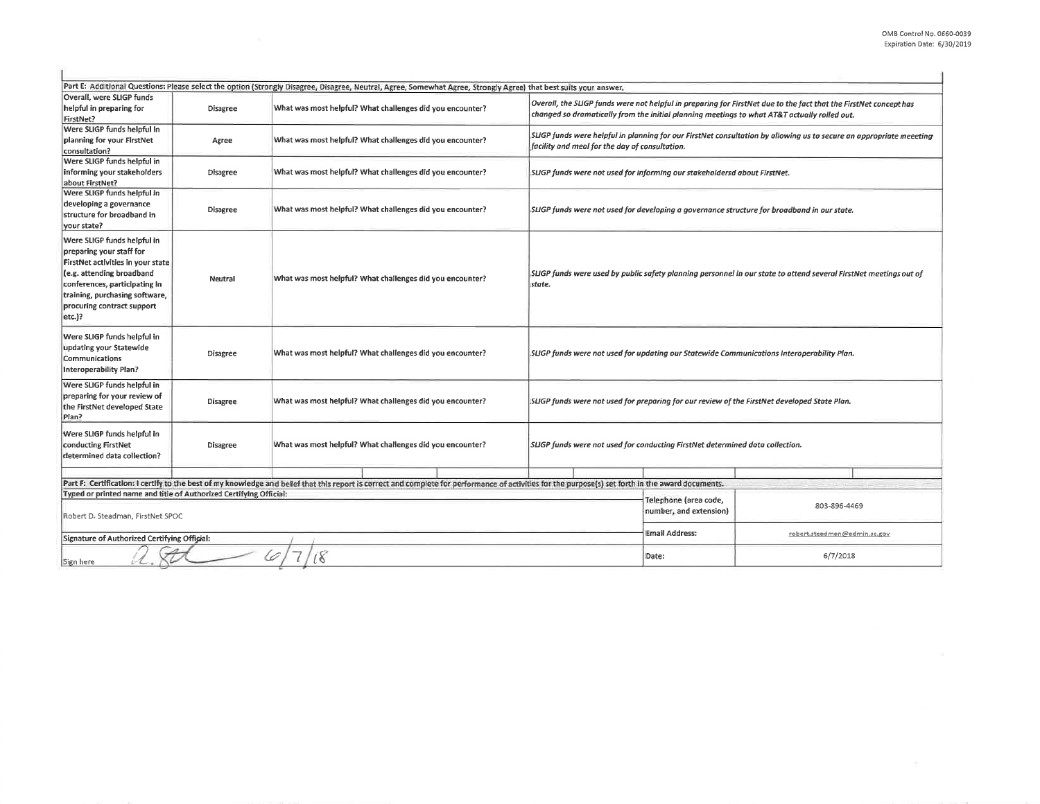OMB Control No. 0660-0039
Expiration Date: 6/30/2019

| | | | |
|---|---|---|---|
| **Part E: Additional Questions: Please select the option (Strongly Disagree, Disagree, Neutral, Agree, Somewhat Agree, Strongly Agree) that best suits your answer.** | | | |
| Overall, were SLIGP funds helpful in preparing for FirstNet? | Disagree | What was most helpful? What challenges did you encounter? | *Overall, the SLIGP funds were not helpful in preparing for FirstNet due to the fact that the FirstNet concept has changed so dramatically from the initial planning meetings to what AT&T actually rolled out.* |
| Were SLIGP funds helpful in planning for your FirstNet consultation? | Agree | What was most helpful? What challenges did you encounter? | *SLIGP funds were helpful in planning for our FirstNet consultation by allowing us to secure an appropriate meeeting facility and meal for the day of consultation.* |
| Were SLIGP funds helpful in informing your stakeholders about FirstNet? | Disagree | What was most helpful? What challenges did you encounter? | *SLIGP funds were not used for informing our stakeholdersd about FirstNet.* |
| Were SLIGP funds helpful in developing a governance structure for broadband in your state? | Disagree | What was most helpful? What challenges did you encounter? | *SLIGP funds were not used for developing a governance structure for broadband in our state.* |
| Were SLIGP funds helpful in preparing your staff for FirstNet activities in your state (e.g. attending broadband conferences, participating in training, purchasing software, procuring contract support etc.)? | Neutral | What was most helpful? What challenges did you encounter? | *SLIGP funds were used by public safety planning personnel in our state to attend several FirstNet meetings out of state.* |
| Were SLIGP funds helpful in updating your Statewide Communications Interoperability Plan? | Disagree | What was most helpful? What challenges did you encounter? | *SLIGP funds were not used for updating our Statewide Communications Interoperability Plan.* |
| Were SLIGP funds helpful in preparing for your review of the FirstNet developed State Plan? | Disagree | What was most helpful? What challenges did you encounter? | *SLIGP funds were not used for preparing for our review of the FirstNet developed State Plan.* |
| Were SLIGP funds helpful in conducting FirstNet determined data collection? | Disagree | What was most helpful? What challenges did you encounter? | *SLIGP funds were not used for conducting FirstNet determined data collection.* |

| | | |
|---|---|---|
| **Part F: Certification: I certify to the best of my knowledge and belief that this report is correct and complete for performance of activities for the purpose(s) set forth in the award documents.** | | |
| **Typed or printed name and title of Authorized Certifying Official:** Robert D. Steadman, FirstNet SPOC | Telephone (area code, number, and extension) | 803-896-4469 |
| **Signature of Authorized Certifying Official:** | Email Address: | robert.steadman@admin.sc.gov |
| Sign here R. Std 6/7/18 | Date: | 6/7/2018 |